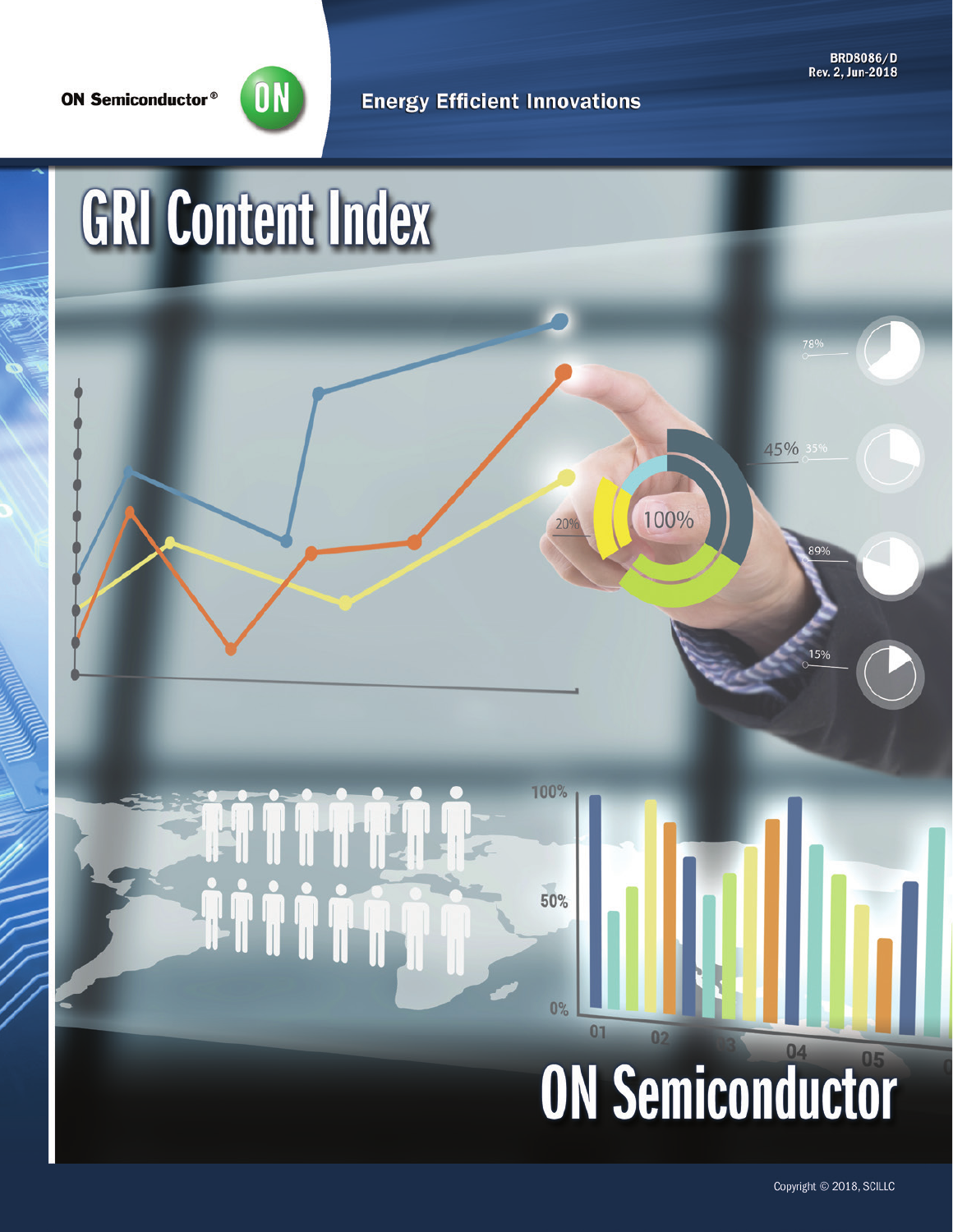ON Semiconductor®

BRD8086/D
Rev. 2, Jun-2018

Energy Efficient Innovations

# GRI Content Index

# ON Semiconductor

Copyright © 2018, SCILLC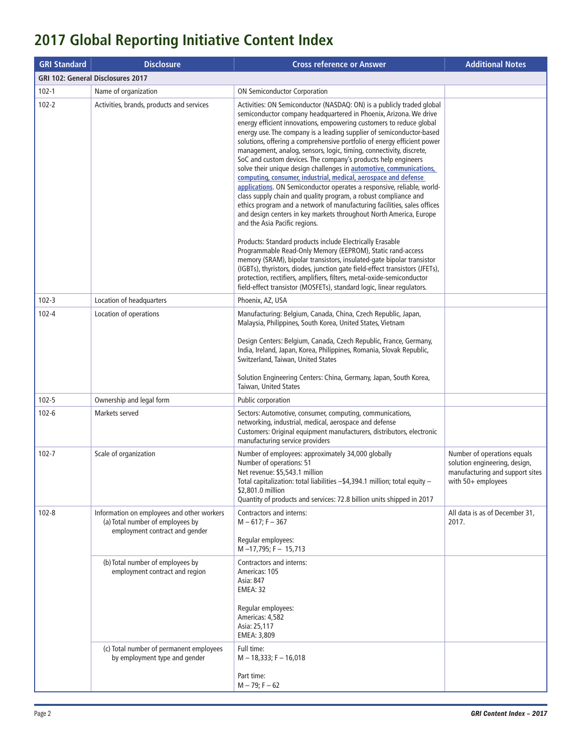# 2017 Global Reporting Initiative Content Index

| GRI Standard | Disclosure | Cross reference or Answer | Additional Notes |
|---|---|---|---|
| **GRI 102: General Disclosures 2017** | | | |
| 102-1 | Name of organization | ON Semiconductor Corporation | |
| 102-2 | Activities, brands, products and services | Activities: ON Semiconductor (NASDAQ: ON) is a publicly traded global semiconductor company headquartered in Phoenix, Arizona. We drive energy efficient innovations, empowering customers to reduce global energy use. The company is a leading supplier of semiconductor-based solutions, offering a comprehensive portfolio of energy efficient power management, analog, sensors, logic, timing, connectivity, discrete, SoC and custom devices. The company's products help engineers solve their unique design challenges in **automotive, communications, computing, consumer, industrial, medical, aerospace and defense applications**. ON Semiconductor operates a responsive, reliable, world-class supply chain and quality program, a robust compliance and ethics program and a network of manufacturing facilities, sales offices and design centers in key markets throughout North America, Europe and the Asia Pacific regions.<br><br>Products: Standard products include Electrically Erasable Programmable Read-Only Memory (EEPROM), Static rand-access memory (SRAM), bipolar transistors, insulated-gate bipolar transistor (IGBTs), thyristors, diodes, junction gate field-effect transistors (JFETs), protection, rectifiers, amplifiers, filters, metal-oxide-semiconductor field-effect transistor (MOSFETs), standard logic, linear regulators. | |
| 102-3 | Location of headquarters | Phoenix, AZ, USA | |
| 102-4 | Location of operations | Manufacturing: Belgium, Canada, China, Czech Republic, Japan, Malaysia, Philippines, South Korea, United States, Vietnam<br><br>Design Centers: Belgium, Canada, Czech Republic, France, Germany, India, Ireland, Japan, Korea, Philippines, Romania, Slovak Republic, Switzerland, Taiwan, United States<br><br>Solution Engineering Centers: China, Germany, Japan, South Korea, Taiwan, United States | |
| 102-5 | Ownership and legal form | Public corporation | |
| 102-6 | Markets served | Sectors: Automotive, consumer, computing, communications, networking, industrial, medical, aerospace and defense<br>Customers: Original equipment manufacturers, distributors, electronic manufacturing service providers | |
| 102-7 | Scale of organization | Number of employees: approximately 34,000 globally<br>Number of operations: 51<br>Net revenue: $5,543.1 million<br>Total capitalization: total liabilities –$4,394.1 million; total equity – $2,801.0 million<br>Quantity of products and services: 72.8 billion units shipped in 2017 | Number of operations equals solution engineering, design, manufacturing and support sites with 50+ employees |
| 102-8 | Information on employees and other workers<br>(a) Total number of employees by employment contract and gender | Contractors and interns:<br>M – 617; F – 367<br><br>Regular employees:<br>M –17,795; F – 15,713 | All data is as of December 31, 2017. |
| | (b) Total number of employees by employment contract and region | Contractors and interns:<br>Americas: 105<br>Asia: 847<br>EMEA: 32<br><br>Regular employees:<br>Americas: 4,582<br>Asia: 25,117<br>EMEA: 3,809 | |
| | (c) Total number of permanent employees by employment type and gender | Full time:<br>M – 18,333; F – 16,018<br><br>Part time:<br>M – 79; F – 62 | |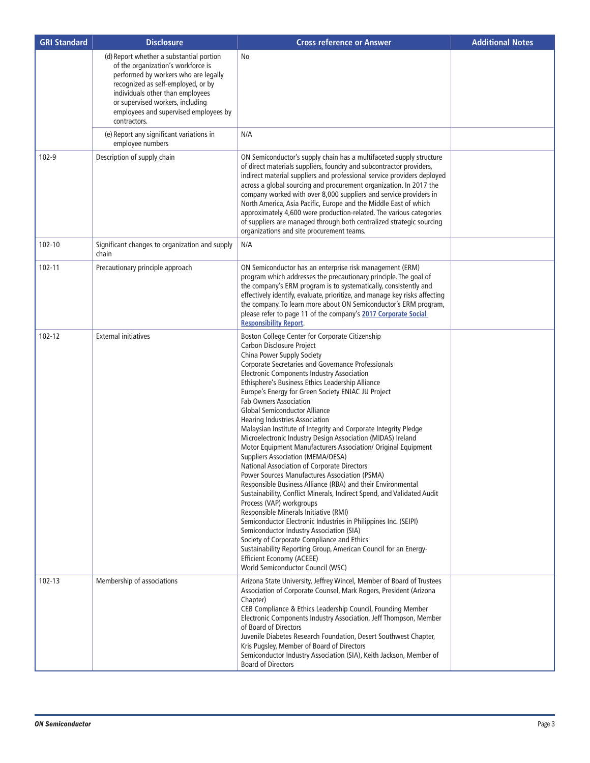| GRI Standard | Disclosure | Cross reference or Answer | Additional Notes |
|---|---|---|---|
| | (d) Report whether a substantial portion of the organization's workforce is performed by workers who are legally recognized as self-employed, or by individuals other than employees or supervised workers, including employees and supervised employees by contractors. | No | |
| | (e) Report any significant variations in employee numbers | N/A | |
| 102-9 | Description of supply chain | ON Semiconductor's supply chain has a multifaceted supply structure of direct materials suppliers, foundry and subcontractor providers, indirect material suppliers and professional service providers deployed across a global sourcing and procurement organization. In 2017 the company worked with over 8,000 suppliers and service providers in North America, Asia Pacific, Europe and the Middle East of which approximately 4,600 were production-related. The various categories of suppliers are managed through both centralized strategic sourcing organizations and site procurement teams. | |
| 102-10 | Significant changes to organization and supply chain | N/A | |
| 102-11 | Precautionary principle approach | ON Semiconductor has an enterprise risk management (ERM) program which addresses the precautionary principle. The goal of the company's ERM program is to systematically, consistently and effectively identify, evaluate, prioritize, and manage key risks affecting the company. To learn more about ON Semiconductor's ERM program, please refer to page 11 of the company's **2017 Corporate Social Responsibility Report**. | |
| 102-12 | External initiatives | Boston College Center for Corporate Citizenship<br>Carbon Disclosure Project<br>China Power Supply Society<br>Corporate Secretaries and Governance Professionals<br>Electronic Components Industry Association<br>Ethisphere's Business Ethics Leadership Alliance<br>Europe's Energy for Green Society ENIAC JU Project<br>Fab Owners Association<br>Global Semiconductor Alliance<br>Hearing Industries Association<br>Malaysian Institute of Integrity and Corporate Integrity Pledge<br>Microelectronic Industry Design Association (MIDAS) Ireland<br>Motor Equipment Manufacturers Association/ Original Equipment Suppliers Association (MEMA/OESA)<br>National Association of Corporate Directors<br>Power Sources Manufactures Association (PSMA)<br>Responsible Business Alliance (RBA) and their Environmental Sustainability, Conflict Minerals, Indirect Spend, and Validated Audit Process (VAP) workgroups<br>Responsible Minerals Initiative (RMI)<br>Semiconductor Electronic Industries in Philippines Inc. (SEIPI)<br>Semiconductor Industry Association (SIA)<br>Society of Corporate Compliance and Ethics<br>Sustainability Reporting Group, American Council for an Energy-Efficient Economy (ACEEE)<br>World Semiconductor Council (WSC) | |
| 102-13 | Membership of associations | Arizona State University, Jeffrey Wincel, Member of Board of Trustees<br>Association of Corporate Counsel, Mark Rogers, President (Arizona Chapter)<br>CEB Compliance & Ethics Leadership Council, Founding Member<br>Electronic Components Industry Association, Jeff Thompson, Member of Board of Directors<br>Juvenile Diabetes Research Foundation, Desert Southwest Chapter, Kris Pugsley, Member of Board of Directors<br>Semiconductor Industry Association (SIA), Keith Jackson, Member of Board of Directors | |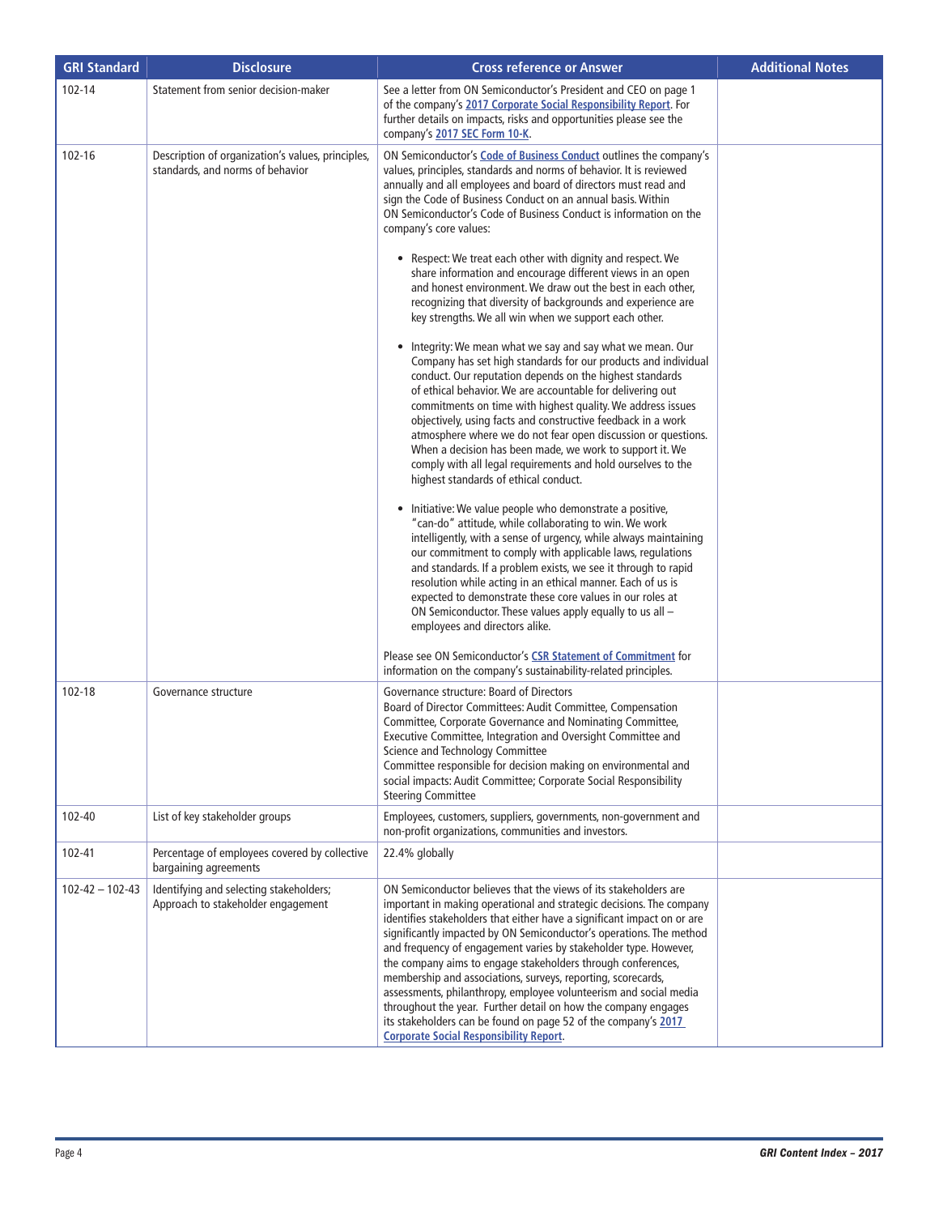| GRI Standard | Disclosure | Cross reference or Answer | Additional Notes |
|---|---|---|---|
| 102-14 | Statement from senior decision-maker | See a letter from ON Semiconductor's President and CEO on page 1 of the company's 2017 Corporate Social Responsibility Report. For further details on impacts, risks and opportunities please see the company's 2017 SEC Form 10-K. | |
| 102-16 | Description of organization's values, principles, standards, and norms of behavior | ON Semiconductor's Code of Business Conduct outlines the company's values, principles, standards and norms of behavior. It is reviewed annually and all employees and board of directors must read and sign the Code of Business Conduct on an annual basis. Within ON Semiconductor's Code of Business Conduct is information on the company's core values:<br><br>• Respect: We treat each other with dignity and respect. We share information and encourage different views in an open and honest environment. We draw out the best in each other, recognizing that diversity of backgrounds and experience are key strengths. We all win when we support each other.<br><br>• Integrity: We mean what we say and say what we mean. Our Company has set high standards for our products and individual conduct. Our reputation depends on the highest standards of ethical behavior. We are accountable for delivering out commitments on time with highest quality. We address issues objectively, using facts and constructive feedback in a work atmosphere where we do not fear open discussion or questions. When a decision has been made, we work to support it. We comply with all legal requirements and hold ourselves to the highest standards of ethical conduct.<br><br>• Initiative: We value people who demonstrate a positive, "can-do" attitude, while collaborating to win. We work intelligently, with a sense of urgency, while always maintaining our commitment to comply with applicable laws, regulations and standards. If a problem exists, we see it through to rapid resolution while acting in an ethical manner. Each of us is expected to demonstrate these core values in our roles at ON Semiconductor. These values apply equally to us all – employees and directors alike.<br><br>Please see ON Semiconductor's CSR Statement of Commitment for information on the company's sustainability-related principles. | |
| 102-18 | Governance structure | Governance structure: Board of Directors<br>Board of Director Committees: Audit Committee, Compensation Committee, Corporate Governance and Nominating Committee, Executive Committee, Integration and Oversight Committee and Science and Technology Committee<br>Committee responsible for decision making on environmental and social impacts: Audit Committee; Corporate Social Responsibility Steering Committee | |
| 102-40 | List of key stakeholder groups | Employees, customers, suppliers, governments, non-government and non-profit organizations, communities and investors. | |
| 102-41 | Percentage of employees covered by collective bargaining agreements | 22.4% globally | |
| 102-42 – 102-43 | Identifying and selecting stakeholders; Approach to stakeholder engagement | ON Semiconductor believes that the views of its stakeholders are important in making operational and strategic decisions. The company identifies stakeholders that either have a significant impact on or are significantly impacted by ON Semiconductor's operations. The method and frequency of engagement varies by stakeholder type. However, the company aims to engage stakeholders through conferences, membership and associations, surveys, reporting, scorecards, assessments, philanthropy, employee volunteerism and social media throughout the year. Further detail on how the company engages its stakeholders can be found on page 52 of the company's 2017 Corporate Social Responsibility Report. | |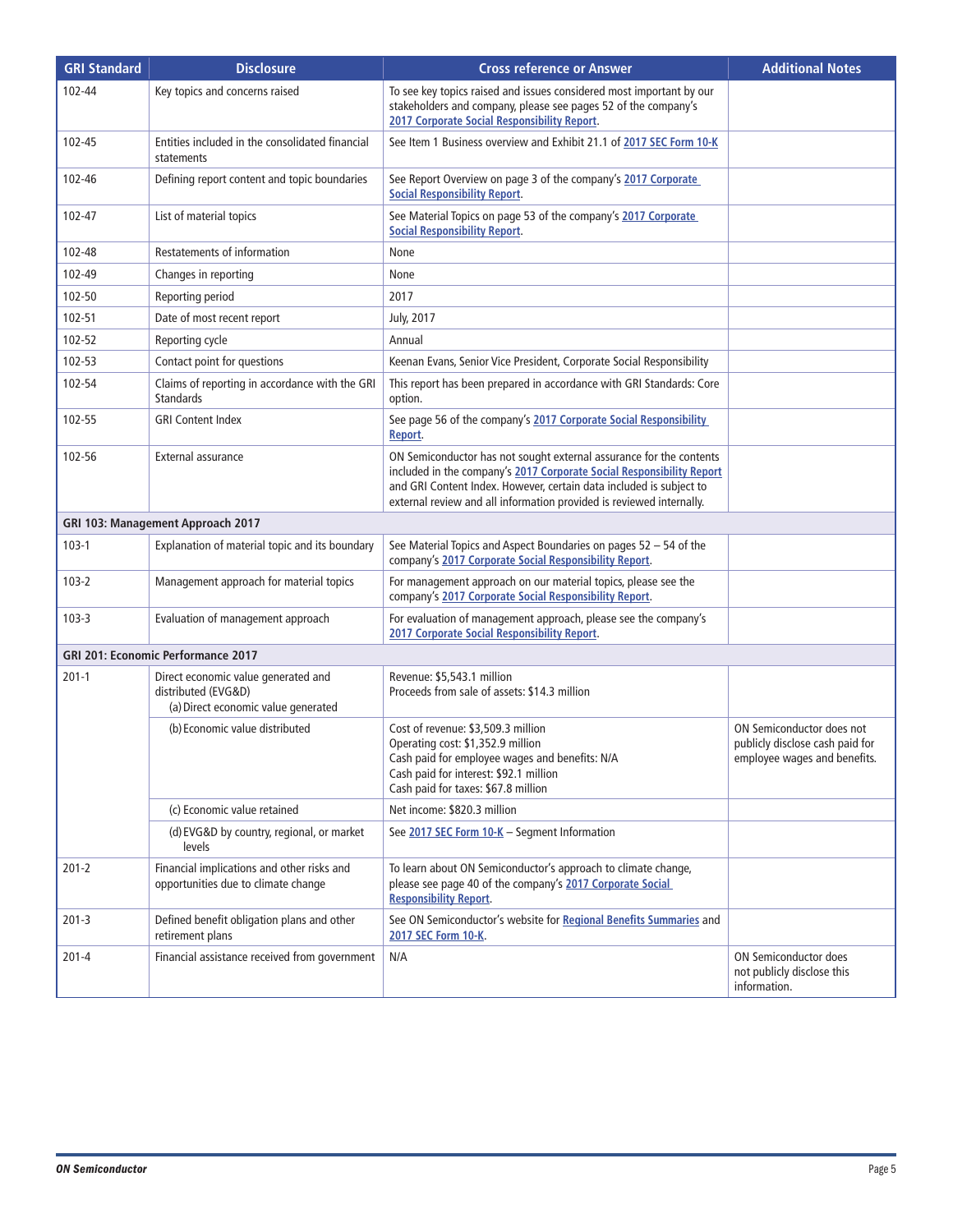| GRI Standard | Disclosure | Cross reference or Answer | Additional Notes |
| --- | --- | --- | --- |
| 102-44 | Key topics and concerns raised | To see key topics raised and issues considered most important by our stakeholders and company, please see pages 52 of the company's 2017 Corporate Social Responsibility Report. | |
| 102-45 | Entities included in the consolidated financial statements | See Item 1 Business overview and Exhibit 21.1 of 2017 SEC Form 10-K | |
| 102-46 | Defining report content and topic boundaries | See Report Overview on page 3 of the company's 2017 Corporate Social Responsibility Report. | |
| 102-47 | List of material topics | See Material Topics on page 53 of the company's 2017 Corporate Social Responsibility Report. | |
| 102-48 | Restatements of information | None | |
| 102-49 | Changes in reporting | None | |
| 102-50 | Reporting period | 2017 | |
| 102-51 | Date of most recent report | July, 2017 | |
| 102-52 | Reporting cycle | Annual | |
| 102-53 | Contact point for questions | Keenan Evans, Senior Vice President, Corporate Social Responsibility | |
| 102-54 | Claims of reporting in accordance with the GRI Standards | This report has been prepared in accordance with GRI Standards: Core option. | |
| 102-55 | GRI Content Index | See page 56 of the company's 2017 Corporate Social Responsibility Report. | |
| 102-56 | External assurance | ON Semiconductor has not sought external assurance for the contents included in the company's 2017 Corporate Social Responsibility Report and GRI Content Index. However, certain data included is subject to external review and all information provided is reviewed internally. | |
| **GRI 103: Management Approach 2017** | | | |
| 103-1 | Explanation of material topic and its boundary | See Material Topics and Aspect Boundaries on pages 52 – 54 of the company's 2017 Corporate Social Responsibility Report. | |
| 103-2 | Management approach for material topics | For management approach on our material topics, please see the company's 2017 Corporate Social Responsibility Report. | |
| 103-3 | Evaluation of management approach | For evaluation of management approach, please see the company's 2017 Corporate Social Responsibility Report. | |
| **GRI 201: Economic Performance 2017** | | | |
| 201-1 | Direct economic value generated and distributed (EVG&D)<br>(a) Direct economic value generated | Revenue: $5,543.1 million<br>Proceeds from sale of assets: $14.3 million | |
| | (b) Economic value distributed | Cost of revenue: $3,509.3 million<br>Operating cost: $1,352.9 million<br>Cash paid for employee wages and benefits: N/A<br>Cash paid for interest: $92.1 million<br>Cash paid for taxes: $67.8 million | ON Semiconductor does not publicly disclose cash paid for employee wages and benefits. |
| | (c) Economic value retained | Net income: $820.3 million | |
| | (d) EVG&D by country, regional, or market levels | See 2017 SEC Form 10-K – Segment Information | |
| 201-2 | Financial implications and other risks and opportunities due to climate change | To learn about ON Semiconductor's approach to climate change, please see page 40 of the company's 2017 Corporate Social Responsibility Report. | |
| 201-3 | Defined benefit obligation plans and other retirement plans | See ON Semiconductor's website for Regional Benefits Summaries and 2017 SEC Form 10-K. | |
| 201-4 | Financial assistance received from government | N/A | ON Semiconductor does not publicly disclose this information. |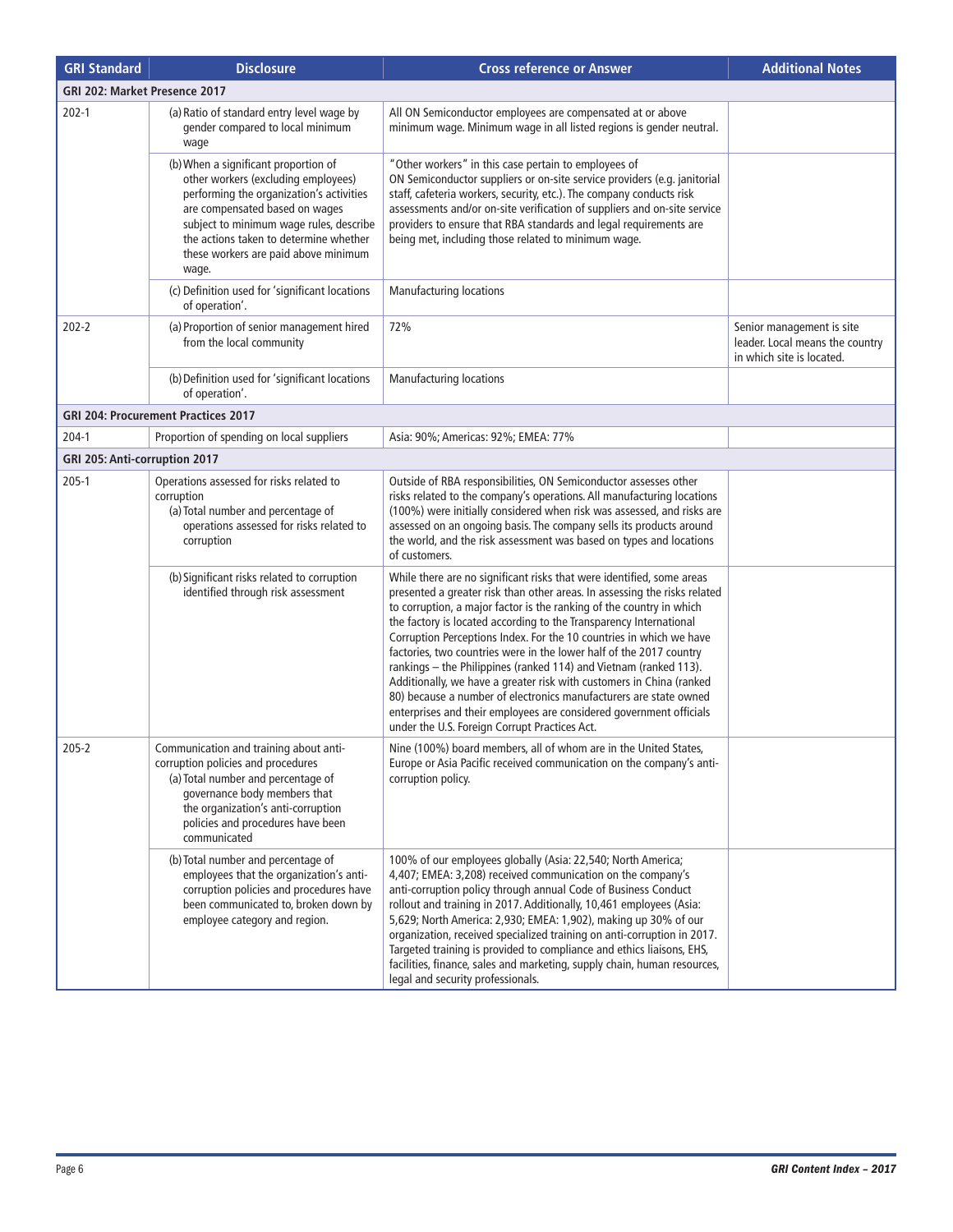| GRI Standard | Disclosure | Cross reference or Answer | Additional Notes |
|---|---|---|---|
| **GRI 202: Market Presence 2017** | | | |
| 202-1 | (a) Ratio of standard entry level wage by gender compared to local minimum wage | All ON Semiconductor employees are compensated at or above minimum wage. Minimum wage in all listed regions is gender neutral. | |
| | (b) When a significant proportion of other workers (excluding employees) performing the organization's activities are compensated based on wages subject to minimum wage rules, describe the actions taken to determine whether these workers are paid above minimum wage. | "Other workers" in this case pertain to employees of ON Semiconductor suppliers or on-site service providers (e.g. janitorial staff, cafeteria workers, security, etc.). The company conducts risk assessments and/or on-site verification of suppliers and on-site service providers to ensure that RBA standards and legal requirements are being met, including those related to minimum wage. | |
| | (c) Definition used for 'significant locations of operation'. | Manufacturing locations | |
| 202-2 | (a) Proportion of senior management hired from the local community | 72% | Senior management is site leader. Local means the country in which site is located. |
| | (b) Definition used for 'significant locations of operation'. | Manufacturing locations | |
| **GRI 204: Procurement Practices 2017** | | | |
| 204-1 | Proportion of spending on local suppliers | Asia: 90%; Americas: 92%; EMEA: 77% | |
| **GRI 205: Anti-corruption 2017** | | | |
| 205-1 | Operations assessed for risks related to corruption<br>(a) Total number and percentage of operations assessed for risks related to corruption | Outside of RBA responsibilities, ON Semiconductor assesses other risks related to the company's operations. All manufacturing locations (100%) were initially considered when risk was assessed, and risks are assessed on an ongoing basis. The company sells its products around the world, and the risk assessment was based on types and locations of customers. | |
| | (b) Significant risks related to corruption identified through risk assessment | While there are no significant risks that were identified, some areas presented a greater risk than other areas. In assessing the risks related to corruption, a major factor is the ranking of the country in which the factory is located according to the Transparency International Corruption Perceptions Index. For the 10 countries in which we have factories, two countries were in the lower half of the 2017 country rankings – the Philippines (ranked 114) and Vietnam (ranked 113). Additionally, we have a greater risk with customers in China (ranked 80) because a number of electronics manufacturers are state owned enterprises and their employees are considered government officials under the U.S. Foreign Corrupt Practices Act. | |
| 205-2 | Communication and training about anti-corruption policies and procedures<br>(a) Total number and percentage of governance body members that the organization's anti-corruption policies and procedures have been communicated | Nine (100%) board members, all of whom are in the United States, Europe or Asia Pacific received communication on the company's anti-corruption policy. | |
| | (b) Total number and percentage of employees that the organization's anti-corruption policies and procedures have been communicated to, broken down by employee category and region. | 100% of our employees globally (Asia: 22,540; North America; 4,407; EMEA: 3,208) received communication on the company's anti-corruption policy through annual Code of Business Conduct rollout and training in 2017. Additionally, 10,461 employees (Asia: 5,629; North America: 2,930; EMEA: 1,902), making up 30% of our organization, received specialized training on anti-corruption in 2017. Targeted training is provided to compliance and ethics liaisons, EHS, facilities, finance, sales and marketing, supply chain, human resources, legal and security professionals. | |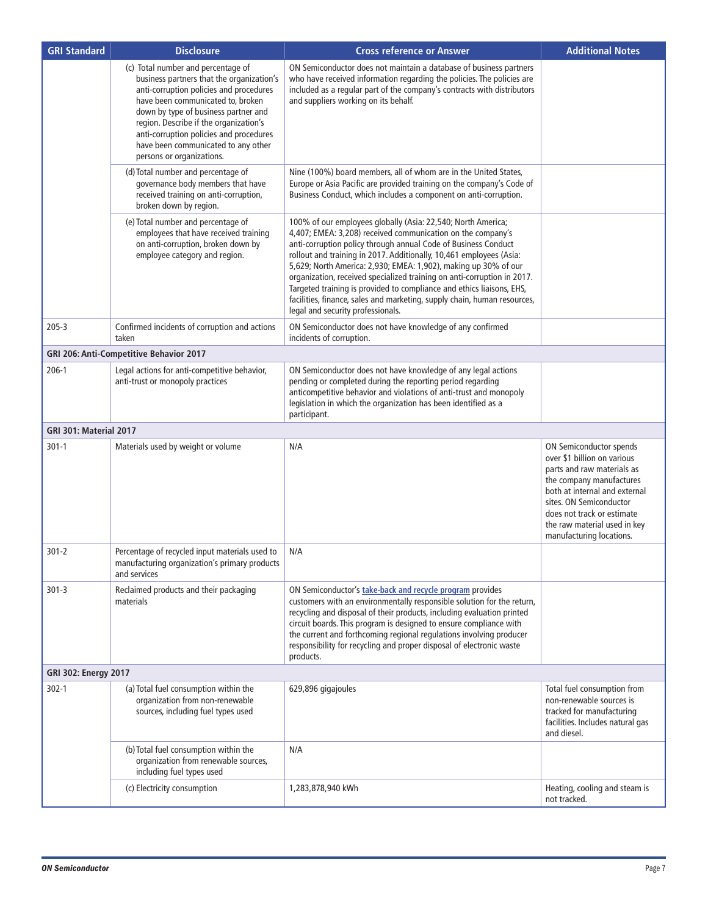| GRI Standard | Disclosure | Cross reference or Answer | Additional Notes |
|---|---|---|---|
| | (c) Total number and percentage of business partners that the organization's anti-corruption policies and procedures have been communicated to, broken down by type of business partner and region. Describe if the organization's anti-corruption policies and procedures have been communicated to any other persons or organizations. | ON Semiconductor does not maintain a database of business partners who have received information regarding the policies. The policies are included as a regular part of the company's contracts with distributors and suppliers working on its behalf. | |
| | (d) Total number and percentage of governance body members that have received training on anti-corruption, broken down by region. | Nine (100%) board members, all of whom are in the United States, Europe or Asia Pacific are provided training on the company's Code of Business Conduct, which includes a component on anti-corruption. | |
| | (e) Total number and percentage of employees that have received training on anti-corruption, broken down by employee category and region. | 100% of our employees globally (Asia: 22,540; North America; 4,407; EMEA: 3,208) received communication on the company's anti-corruption policy through annual Code of Business Conduct rollout and training in 2017. Additionally, 10,461 employees (Asia: 5,629; North America: 2,930; EMEA: 1,902), making up 30% of our organization, received specialized training on anti-corruption in 2017. Targeted training is provided to compliance and ethics liaisons, EHS, facilities, finance, sales and marketing, supply chain, human resources, legal and security professionals. | |
| 205-3 | Confirmed incidents of corruption and actions taken | ON Semiconductor does not have knowledge of any confirmed incidents of corruption. | |
| **GRI 206: Anti-Competitive Behavior 2017** | | | |
| 206-1 | Legal actions for anti-competitive behavior, anti-trust or monopoly practices | ON Semiconductor does not have knowledge of any legal actions pending or completed during the reporting period regarding anticompetitive behavior and violations of anti-trust and monopoly legislation in which the organization has been identified as a participant. | |
| **GRI 301: Material 2017** | | | |
| 301-1 | Materials used by weight or volume | N/A | ON Semiconductor spends over $1 billion on various parts and raw materials as the company manufactures both at internal and external sites. ON Semiconductor does not track or estimate the raw material used in key manufacturing locations. |
| 301-2 | Percentage of recycled input materials used to manufacturing organization's primary products and services | N/A | |
| 301-3 | Reclaimed products and their packaging materials | ON Semiconductor's take-back and recycle program provides customers with an environmentally responsible solution for the return, recycling and disposal of their products, including evaluation printed circuit boards. This program is designed to ensure compliance with the current and forthcoming regional regulations involving producer responsibility for recycling and proper disposal of electronic waste products. | |
| **GRI 302: Energy 2017** | | | |
| 302-1 | (a) Total fuel consumption within the organization from non-renewable sources, including fuel types used | 629,896 gigajoules | Total fuel consumption from non-renewable sources is tracked for manufacturing facilities. Includes natural gas and diesel. |
| | (b) Total fuel consumption within the organization from renewable sources, including fuel types used | N/A | |
| | (c) Electricity consumption | 1,283,878,940 kWh | Heating, cooling and steam is not tracked. |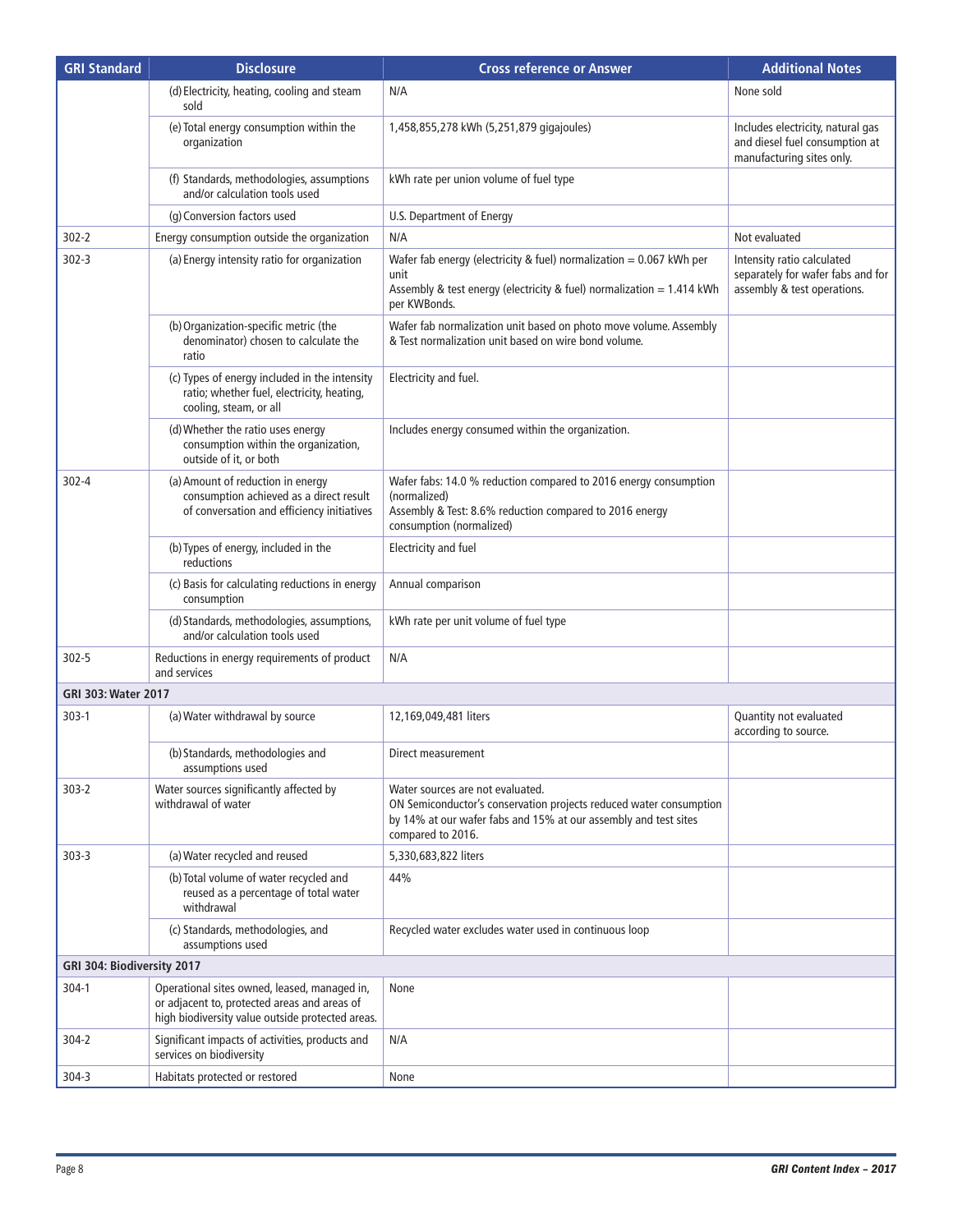| GRI Standard | Disclosure | Cross reference or Answer | Additional Notes |
|---|---|---|---|
| | (d) Electricity, heating, cooling and steam sold | N/A | None sold |
| | (e) Total energy consumption within the organization | 1,458,855,278 kWh (5,251,879 gigajoules) | Includes electricity, natural gas and diesel fuel consumption at manufacturing sites only. |
| | (f) Standards, methodologies, assumptions and/or calculation tools used | kWh rate per union volume of fuel type | |
| | (g) Conversion factors used | U.S. Department of Energy | |
| 302-2 | Energy consumption outside the organization | N/A | Not evaluated |
| 302-3 | (a) Energy intensity ratio for organization | Wafer fab energy (electricity & fuel) normalization = 0.067 kWh per unit<br>Assembly & test energy (electricity & fuel) normalization = 1.414 kWh per KWBonds. | Intensity ratio calculated separately for wafer fabs and for assembly & test operations. |
| | (b) Organization-specific metric (the denominator) chosen to calculate the ratio | Wafer fab normalization unit based on photo move volume. Assembly & Test normalization unit based on wire bond volume. | |
| | (c) Types of energy included in the intensity ratio; whether fuel, electricity, heating, cooling, steam, or all | Electricity and fuel. | |
| | (d) Whether the ratio uses energy consumption within the organization, outside of it, or both | Includes energy consumed within the organization. | |
| 302-4 | (a) Amount of reduction in energy consumption achieved as a direct result of conversation and efficiency initiatives | Wafer fabs: 14.0 % reduction compared to 2016 energy consumption (normalized)<br>Assembly & Test: 8.6% reduction compared to 2016 energy consumption (normalized) | |
| | (b) Types of energy, included in the reductions | Electricity and fuel | |
| | (c) Basis for calculating reductions in energy consumption | Annual comparison | |
| | (d) Standards, methodologies, assumptions, and/or calculation tools used | kWh rate per unit volume of fuel type | |
| 302-5 | Reductions in energy requirements of product and services | N/A | |
| **GRI 303: Water 2017** | | | |
| 303-1 | (a) Water withdrawal by source | 12,169,049,481 liters | Quantity not evaluated according to source. |
| | (b) Standards, methodologies and assumptions used | Direct measurement | |
| 303-2 | Water sources significantly affected by withdrawal of water | Water sources are not evaluated.<br>ON Semiconductor's conservation projects reduced water consumption by 14% at our wafer fabs and 15% at our assembly and test sites compared to 2016. | |
| 303-3 | (a) Water recycled and reused | 5,330,683,822 liters | |
| | (b) Total volume of water recycled and reused as a percentage of total water withdrawal | 44% | |
| | (c) Standards, methodologies, and assumptions used | Recycled water excludes water used in continuous loop | |
| **GRI 304: Biodiversity 2017** | | | |
| 304-1 | Operational sites owned, leased, managed in, or adjacent to, protected areas and areas of high biodiversity value outside protected areas. | None | |
| 304-2 | Significant impacts of activities, products and services on biodiversity | N/A | |
| 304-3 | Habitats protected or restored | None | |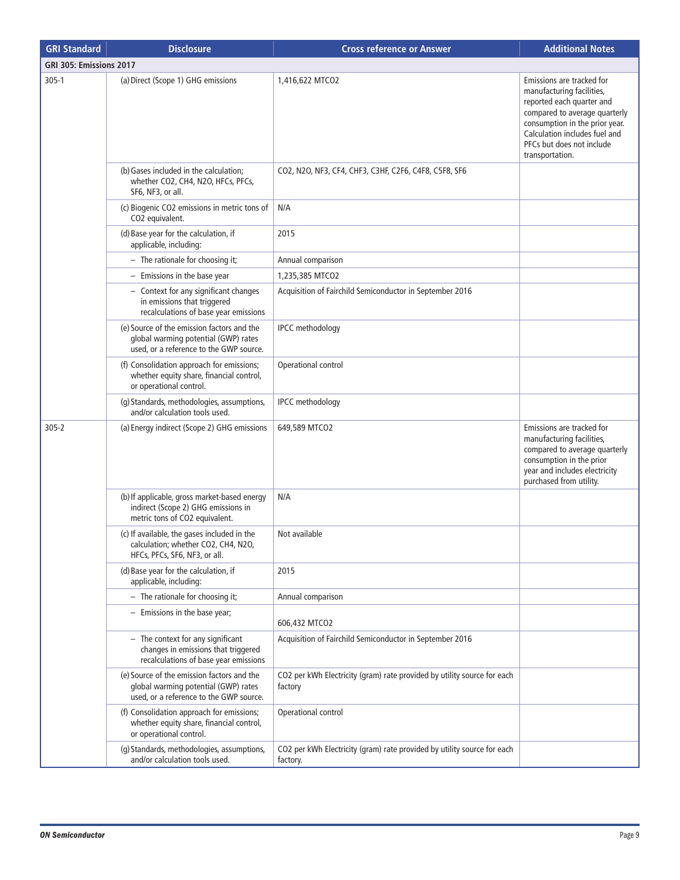| GRI Standard | Disclosure | Cross reference or Answer | Additional Notes |
|---|---|---|---|
| **GRI 305: Emissions 2017** | | | |
| 305-1 | (a) Direct (Scope 1) GHG emissions | 1,416,622 MTCO2 | Emissions are tracked for manufacturing facilities, reported each quarter and compared to average quarterly consumption in the prior year. Calculation includes fuel and PFCs but does not include transportation. |
| | (b) Gases included in the calculation; whether CO2, CH4, N2O, HFCs, PFCs, SF6, NF3, or all. | CO2, N2O, NF3, CF4, CHF3, C3HF, C2F6, C4F8, C5F8, SF6 | |
| | (c) Biogenic CO2 emissions in metric tons of CO2 equivalent. | N/A | |
| | (d) Base year for the calculation, if applicable, including: | 2015 | |
| | – The rationale for choosing it; | Annual comparison | |
| | – Emissions in the base year | 1,235,385 MTCO2 | |
| | – Context for any significant changes in emissions that triggered recalculations of base year emissions | Acquisition of Fairchild Semiconductor in September 2016 | |
| | (e) Source of the emission factors and the global warming potential (GWP) rates used, or a reference to the GWP source. | IPCC methodology | |
| | (f) Consolidation approach for emissions; whether equity share, financial control, or operational control. | Operational control | |
| | (g) Standards, methodologies, assumptions, and/or calculation tools used. | IPCC methodology | |
| 305-2 | (a) Energy indirect (Scope 2) GHG emissions | 649,589 MTCO2 | Emissions are tracked for manufacturing facilities, compared to average quarterly consumption in the prior year and includes electricity purchased from utility. |
| | (b) If applicable, gross market-based energy indirect (Scope 2) GHG emissions in metric tons of CO2 equivalent. | N/A | |
| | (c) If available, the gases included in the calculation; whether CO2, CH4, N2O, HFCs, PFCs, SF6, NF3, or all. | Not available | |
| | (d) Base year for the calculation, if applicable, including: | 2015 | |
| | – The rationale for choosing it; | Annual comparison | |
| | – Emissions in the base year; | 606,432 MTCO2 | |
| | – The context for any significant changes in emissions that triggered recalculations of base year emissions | Acquisition of Fairchild Semiconductor in September 2016 | |
| | (e) Source of the emission factors and the global warming potential (GWP) rates used, or a reference to the GWP source. | CO2 per kWh Electricity (gram) rate provided by utility source for each factory | |
| | (f) Consolidation approach for emissions; whether equity share, financial control, or operational control. | Operational control | |
| | (g) Standards, methodologies, assumptions, and/or calculation tools used. | CO2 per kWh Electricity (gram) rate provided by utility source for each factory. | |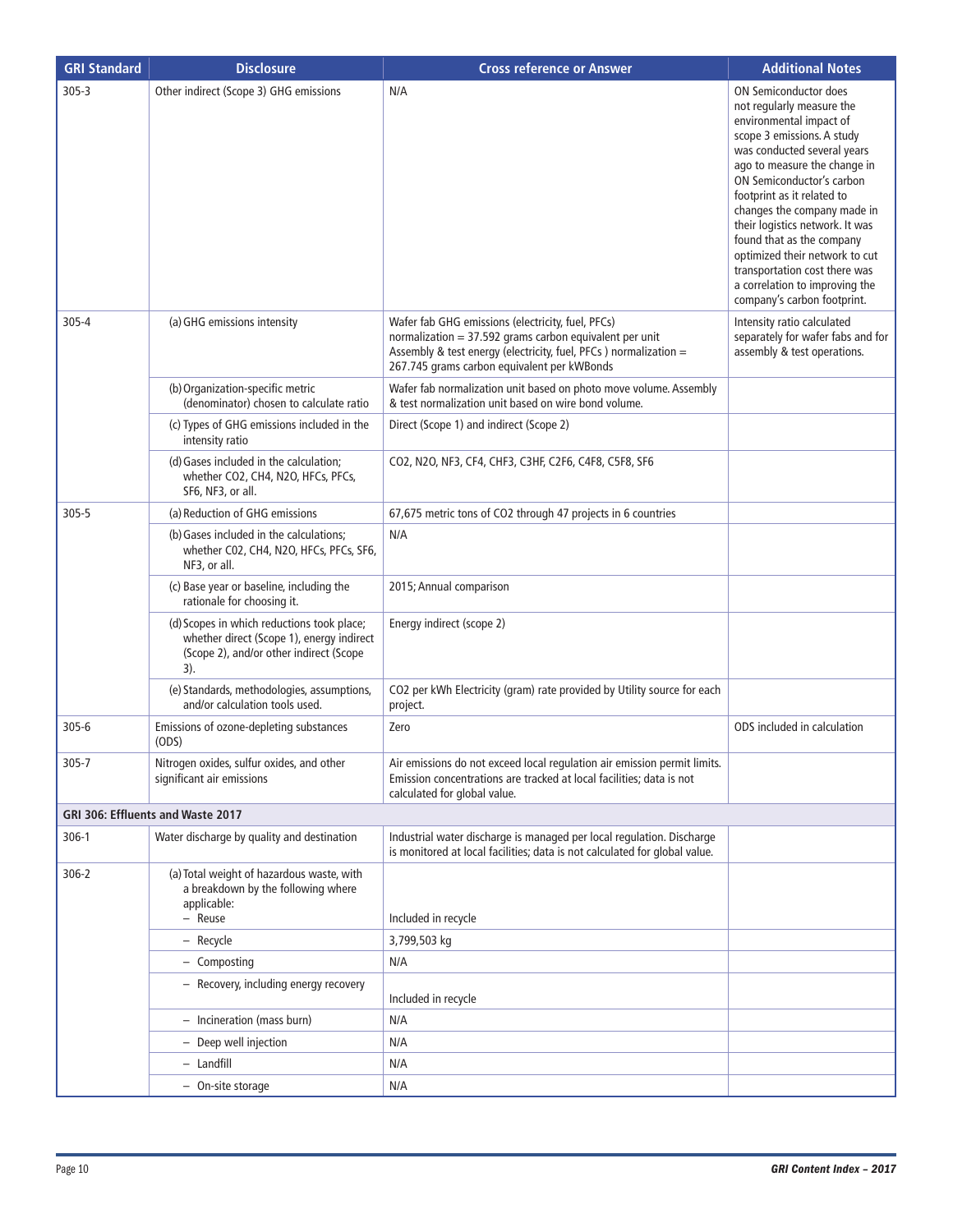| GRI Standard | Disclosure | Cross reference or Answer | Additional Notes |
|---|---|---|---|
| 305-3 | Other indirect (Scope 3) GHG emissions | N/A | ON Semiconductor does not regularly measure the environmental impact of scope 3 emissions. A study was conducted several years ago to measure the change in ON Semiconductor's carbon footprint as it related to changes the company made in their logistics network. It was found that as the company optimized their network to cut transportation cost there was a correlation to improving the company's carbon footprint. |
| 305-4 | (a) GHG emissions intensity | Wafer fab GHG emissions (electricity, fuel, PFCs) normalization = 37.592 grams carbon equivalent per unit<br>Assembly & test energy (electricity, fuel, PFCs ) normalization = 267.745 grams carbon equivalent per kWBonds | Intensity ratio calculated separately for wafer fabs and for assembly & test operations. |
| | (b) Organization-specific metric (denominator) chosen to calculate ratio | Wafer fab normalization unit based on photo move volume. Assembly & test normalization unit based on wire bond volume. | |
| | (c) Types of GHG emissions included in the intensity ratio | Direct (Scope 1) and indirect (Scope 2) | |
| | (d) Gases included in the calculation; whether $CO_2$, $CH_4$, $N_2O$, HFCs, PFCs, $SF_6$, $NF_3$, or all. | $CO_2$, $N_2O$, $NF_3$, $CF_4$, $CHF_3$, $C_3HF$, $C_2F_6$, $C_4F_8$, $C_5F_8$, $SF_6$ | |
| 305-5 | (a) Reduction of GHG emissions | 67,675 metric tons of $CO_2$ through 47 projects in 6 countries | |
| | (b) Gases included in the calculations; whether C02, $CH_4$, $N_2O$, HFCs, PFCs, $SF_6$, $NF_3$, or all. | N/A | |
| | (c) Base year or baseline, including the rationale for choosing it. | 2015; Annual comparison | |
| | (d) Scopes in which reductions took place; whether direct (Scope 1), energy indirect (Scope 2), and/or other indirect (Scope 3). | Energy indirect (scope 2) | |
| | (e) Standards, methodologies, assumptions, and/or calculation tools used. | $CO_2$ per kWh Electricity (gram) rate provided by Utility source for each project. | |
| 305-6 | Emissions of ozone-depleting substances (ODS) | Zero | ODS included in calculation |
| 305-7 | Nitrogen oxides, sulfur oxides, and other significant air emissions | Air emissions do not exceed local regulation air emission permit limits. Emission concentrations are tracked at local facilities; data is not calculated for global value. | |
| **GRI 306: Effluents and Waste 2017** | | | |
| 306-1 | Water discharge by quality and destination | Industrial water discharge is managed per local regulation. Discharge is monitored at local facilities; data is not calculated for global value. | |
| 306-2 | (a) Total weight of hazardous waste, with a breakdown by the following where applicable:<br>– Reuse | Included in recycle | |
| | – Recycle | 3,799,503 kg | |
| | – Composting | N/A | |
| | – Recovery, including energy recovery | Included in recycle | |
| | – Incineration (mass burn) | N/A | |
| | – Deep well injection | N/A | |
| | – Landfill | N/A | |
| | – On-site storage | N/A | |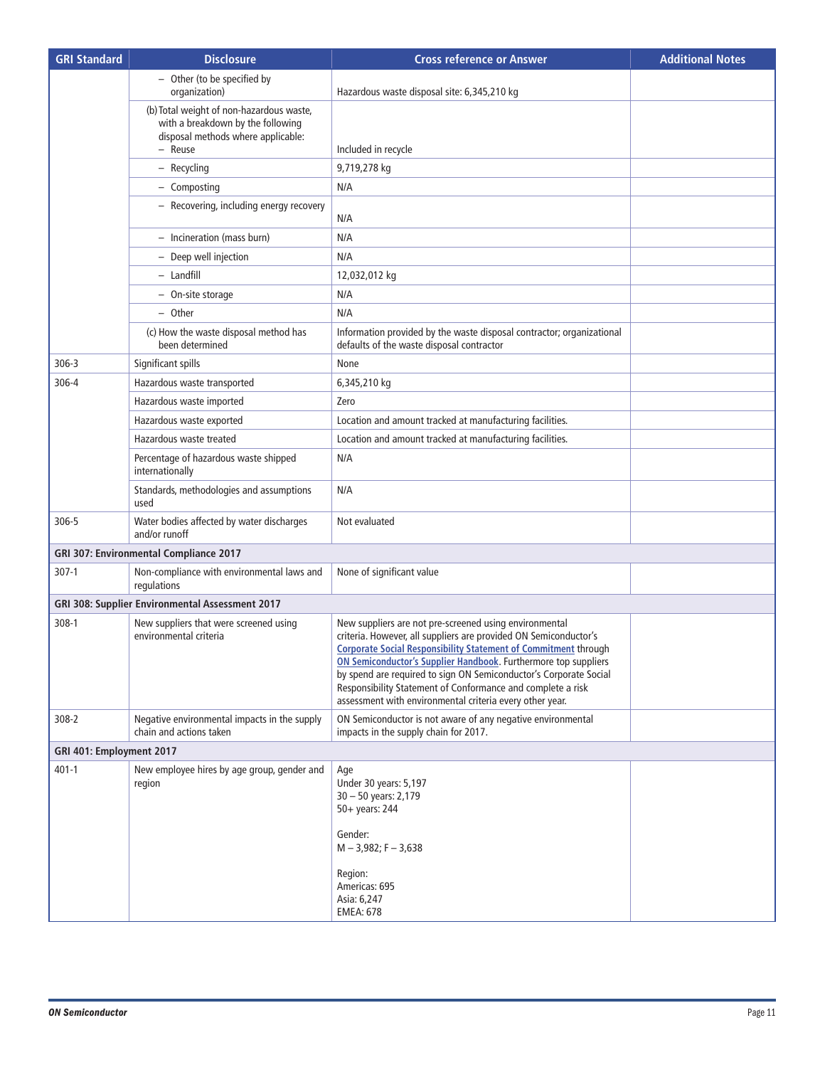| GRI Standard | Disclosure | Cross reference or Answer | Additional Notes |
|---|---|---|---|
| | – Other (to be specified by organization) | Hazardous waste disposal site: 6,345,210 kg | |
| | (b) Total weight of non-hazardous waste, with a breakdown by the following disposal methods where applicable: – Reuse | Included in recycle | |
| | – Recycling | 9,719,278 kg | |
| | – Composting | N/A | |
| | – Recovering, including energy recovery | N/A | |
| | – Incineration (mass burn) | N/A | |
| | – Deep well injection | N/A | |
| | – Landfill | 12,032,012 kg | |
| | – On-site storage | N/A | |
| | – Other | N/A | |
| | (c) How the waste disposal method has been determined | Information provided by the waste disposal contractor; organizational defaults of the waste disposal contractor | |
| 306-3 | Significant spills | None | |
| 306-4 | Hazardous waste transported | 6,345,210 kg | |
| | Hazardous waste imported | Zero | |
| | Hazardous waste exported | Location and amount tracked at manufacturing facilities. | |
| | Hazardous waste treated | Location and amount tracked at manufacturing facilities. | |
| | Percentage of hazardous waste shipped internationally | N/A | |
| | Standards, methodologies and assumptions used | N/A | |
| 306-5 | Water bodies affected by water discharges and/or runoff | Not evaluated | |
| **GRI 307: Environmental Compliance 2017** | | | |
| 307-1 | Non-compliance with environmental laws and regulations | None of significant value | |
| **GRI 308: Supplier Environmental Assessment 2017** | | | |
| 308-1 | New suppliers that were screened using environmental criteria | New suppliers are not pre-screened using environmental criteria. However, all suppliers are provided ON Semiconductor's **Corporate Social Responsibility Statement of Commitment** through **ON Semiconductor's Supplier Handbook**. Furthermore top suppliers by spend are required to sign ON Semiconductor's Corporate Social Responsibility Statement of Conformance and complete a risk assessment with environmental criteria every other year. | |
| 308-2 | Negative environmental impacts in the supply chain and actions taken | ON Semiconductor is not aware of any negative environmental impacts in the supply chain for 2017. | |
| **GRI 401: Employment 2017** | | | |
| 401-1 | New employee hires by age group, gender and region | Age<br>Under 30 years: 5,197<br>30 – 50 years: 2,179<br>50+ years: 244<br><br>Gender:<br>M – 3,982; F – 3,638<br><br>Region:<br>Americas: 695<br>Asia: 6,247<br>EMEA: 678 | |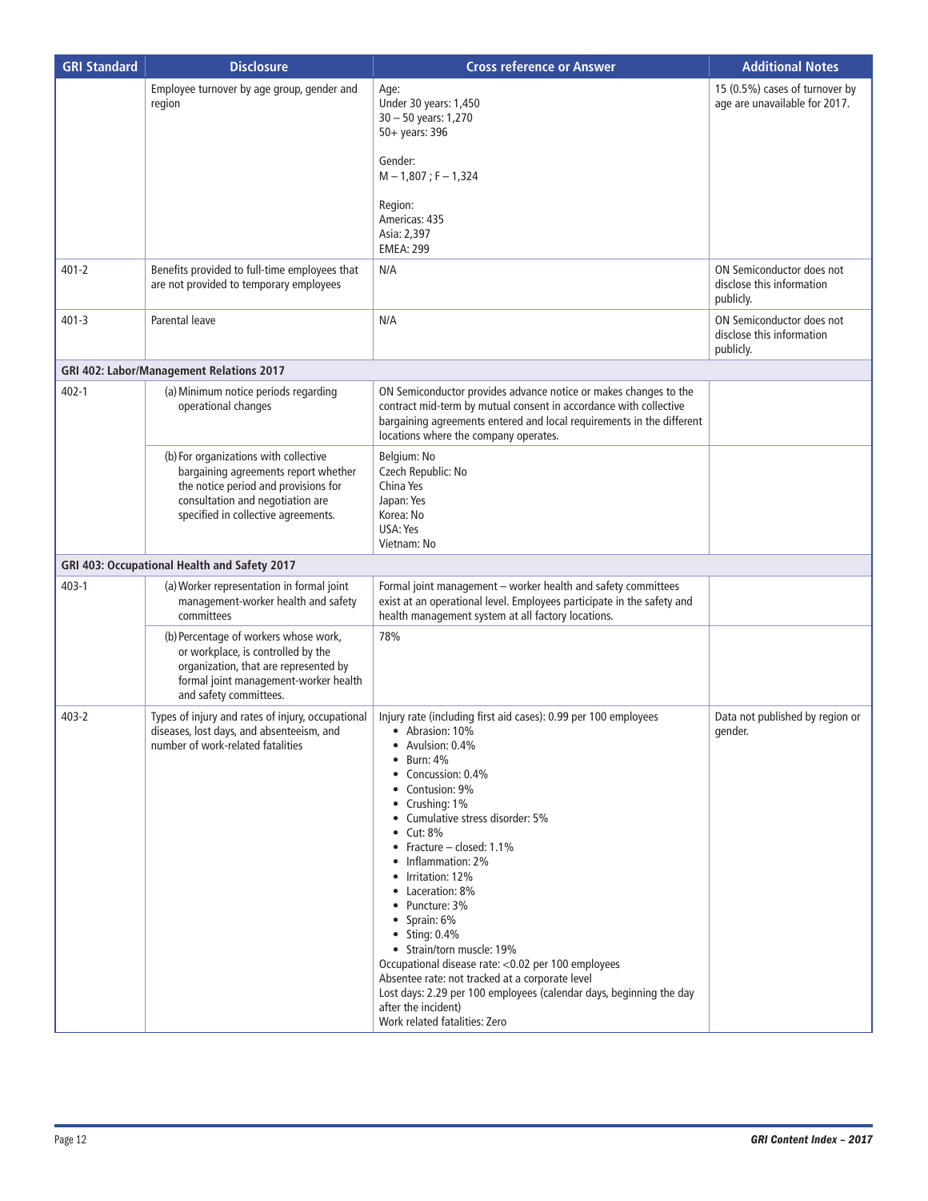| GRI Standard | Disclosure | Cross reference or Answer | Additional Notes |
|---|---|---|---|
| | Employee turnover by age group, gender and region | Age:<br>Under 30 years: 1,450<br>30 – 50 years: 1,270<br>50+ years: 396<br><br>Gender:<br>M – 1,807 ; F – 1,324<br><br>Region:<br>Americas: 435<br>Asia: 2,397<br>EMEA: 299 | 15 (0.5%) cases of turnover by age are unavailable for 2017. |
| 401-2 | Benefits provided to full-time employees that are not provided to temporary employees | N/A | ON Semiconductor does not disclose this information publicly. |
| 401-3 | Parental leave | N/A | ON Semiconductor does not disclose this information publicly. |
| **GRI 402: Labor/Management Relations 2017** | | | |
| 402-1 | (a) Minimum notice periods regarding operational changes | ON Semiconductor provides advance notice or makes changes to the contract mid-term by mutual consent in accordance with collective bargaining agreements entered and local requirements in the different locations where the company operates. | |
| | (b) For organizations with collective bargaining agreements report whether the notice period and provisions for consultation and negotiation are specified in collective agreements. | Belgium: No<br>Czech Republic: No<br>China Yes<br>Japan: Yes<br>Korea: No<br>USA: Yes<br>Vietnam: No | |
| **GRI 403: Occupational Health and Safety 2017** | | | |
| 403-1 | (a) Worker representation in formal joint management-worker health and safety committees | Formal joint management – worker health and safety committees exist at an operational level. Employees participate in the safety and health management system at all factory locations. | |
| | (b) Percentage of workers whose work, or workplace, is controlled by the organization, that are represented by formal joint management-worker health and safety committees. | 78% | |
| 403-2 | Types of injury and rates of injury, occupational diseases, lost days, and absenteeism, and number of work-related fatalities | Injury rate (including first aid cases): 0.99 per 100 employees<br>• Abrasion: 10%<br>• Avulsion: 0.4%<br>• Burn: 4%<br>• Concussion: 0.4%<br>• Contusion: 9%<br>• Crushing: 1%<br>• Cumulative stress disorder: 5%<br>• Cut: 8%<br>• Fracture – closed: 1.1%<br>• Inflammation: 2%<br>• Irritation: 12%<br>• Laceration: 8%<br>• Puncture: 3%<br>• Sprain: 6%<br>• Sting: 0.4%<br>• Strain/torn muscle: 19%<br>Occupational disease rate: <0.02 per 100 employees<br>Absentee rate: not tracked at a corporate level<br>Lost days: 2.29 per 100 employees (calendar days, beginning the day after the incident)<br>Work related fatalities: Zero | Data not published by region or gender. |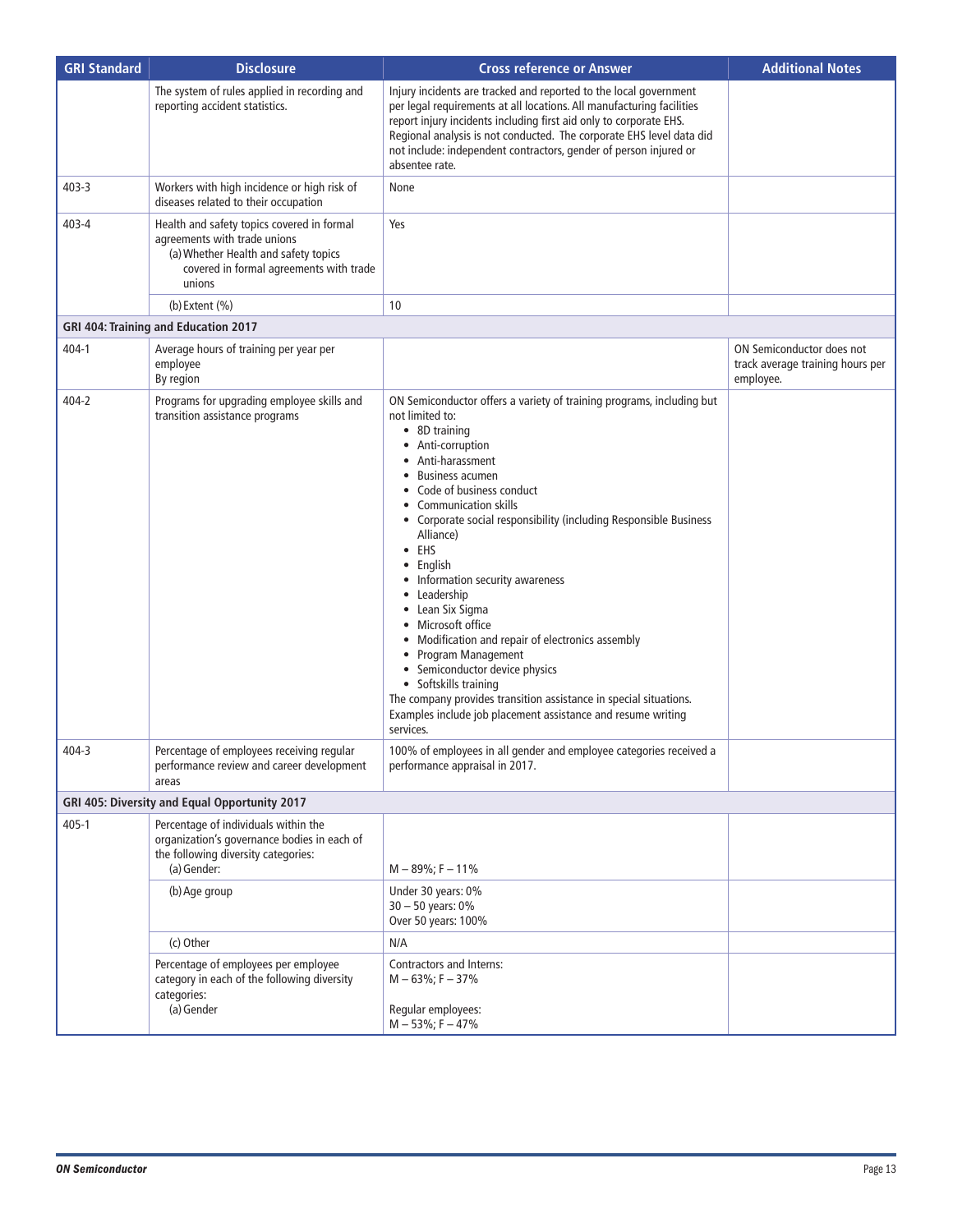| GRI Standard | Disclosure | Cross reference or Answer | Additional Notes |
|---|---|---|---|
| | The system of rules applied in recording and reporting accident statistics. | Injury incidents are tracked and reported to the local government per legal requirements at all locations. All manufacturing facilities report injury incidents including first aid only to corporate EHS. Regional analysis is not conducted. The corporate EHS level data did not include: independent contractors, gender of person injured or absentee rate. | |
| 403-3 | Workers with high incidence or high risk of diseases related to their occupation | None | |
| 403-4 | Health and safety topics covered in formal agreements with trade unions<br>(a) Whether Health and safety topics covered in formal agreements with trade unions | Yes | |
| | (b) Extent (%) | 10 | |
| **GRI 404: Training and Education 2017** | | | |
| 404-1 | Average hours of training per year per employee<br>By region | | ON Semiconductor does not track average training hours per employee. |
| 404-2 | Programs for upgrading employee skills and transition assistance programs | ON Semiconductor offers a variety of training programs, including but not limited to:<br>• 8D training<br>• Anti-corruption<br>• Anti-harassment<br>• Business acumen<br>• Code of business conduct<br>• Communication skills<br>• Corporate social responsibility (including Responsible Business Alliance)<br>• EHS<br>• English<br>• Information security awareness<br>• Leadership<br>• Lean Six Sigma<br>• Microsoft office<br>• Modification and repair of electronics assembly<br>• Program Management<br>• Semiconductor device physics<br>• Softskills training<br>The company provides transition assistance in special situations. Examples include job placement assistance and resume writing services. | |
| 404-3 | Percentage of employees receiving regular performance review and career development areas | 100% of employees in all gender and employee categories received a performance appraisal in 2017. | |
| **GRI 405: Diversity and Equal Opportunity 2017** | | | |
| 405-1 | Percentage of individuals within the organization's governance bodies in each of the following diversity categories:<br>(a) Gender: | M – 89%; F – 11% | |
| | (b) Age group | Under 30 years: 0%<br>30 – 50 years: 0%<br>Over 50 years: 100% | |
| | (c) Other | N/A | |
| | Percentage of employees per employee category in each of the following diversity categories:<br>(a) Gender | Contractors and Interns:<br>M – 63%; F – 37%<br><br>Regular employees:<br>M – 53%; F – 47% | |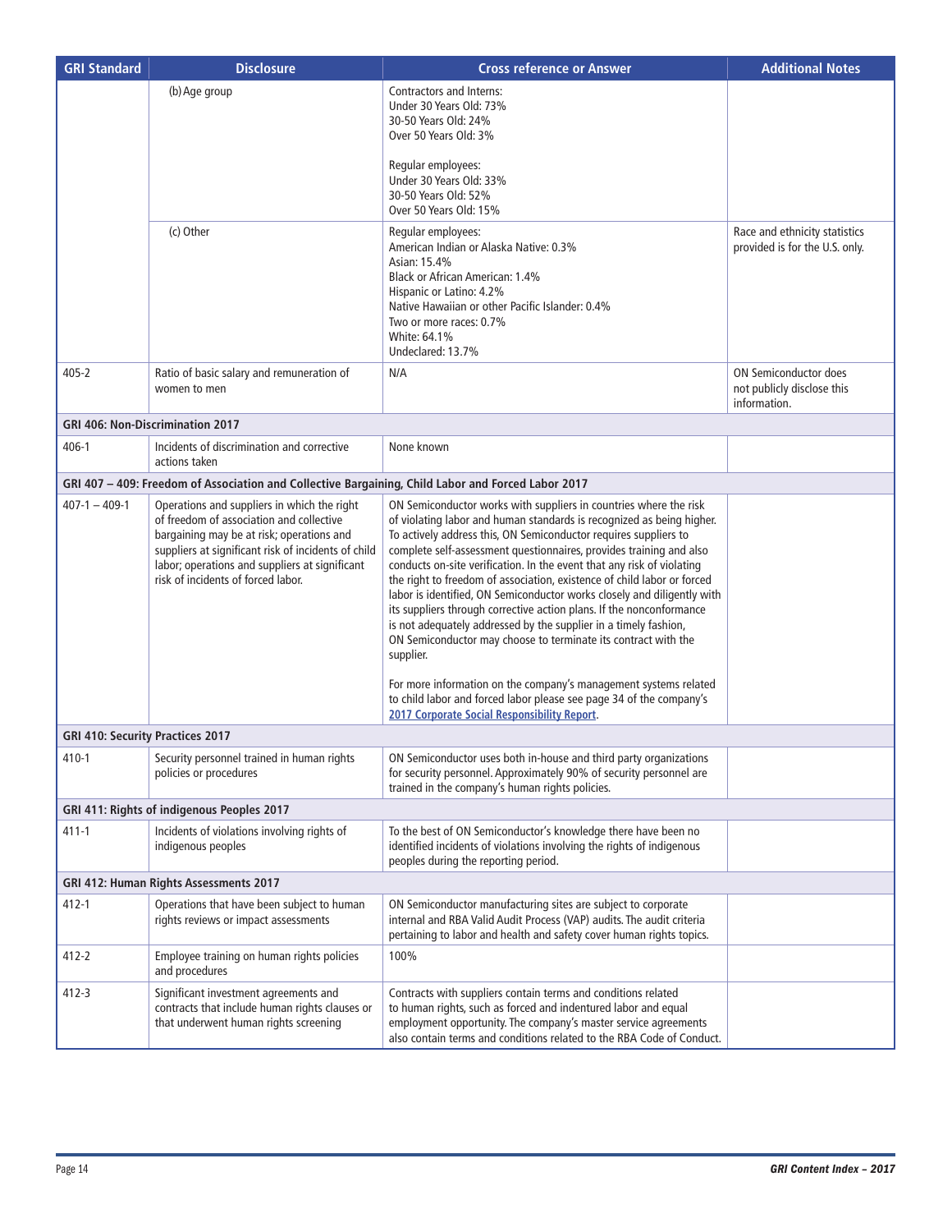| GRI Standard | Disclosure | Cross reference or Answer | Additional Notes |
|---|---|---|---|
| | (b) Age group | Contractors and Interns:<br>Under 30 Years Old: 73%<br>30-50 Years Old: 24%<br>Over 50 Years Old: 3%<br><br>Regular employees:<br>Under 30 Years Old: 33%<br>30-50 Years Old: 52%<br>Over 50 Years Old: 15% | |
| | (c) Other | Regular employees:<br>American Indian or Alaska Native: 0.3%<br>Asian: 15.4%<br>Black or African American: 1.4%<br>Hispanic or Latino: 4.2%<br>Native Hawaiian or other Pacific Islander: 0.4%<br>Two or more races: 0.7%<br>White: 64.1%<br>Undeclared: 13.7% | Race and ethnicity statistics provided is for the U.S. only. |
| 405-2 | Ratio of basic salary and remuneration of women to men | N/A | ON Semiconductor does not publicly disclose this information. |
| **GRI 406: Non-Discrimination 2017** | | | |
| 406-1 | Incidents of discrimination and corrective actions taken | None known | |
| **GRI 407 – 409: Freedom of Association and Collective Bargaining, Child Labor and Forced Labor 2017** | | | |
| 407-1 – 409-1 | Operations and suppliers in which the right of freedom of association and collective bargaining may be at risk; operations and suppliers at significant risk of incidents of child labor; operations and suppliers at significant risk of incidents of forced labor. | ON Semiconductor works with suppliers in countries where the risk of violating labor and human standards is recognized as being higher. To actively address this, ON Semiconductor requires suppliers to complete self-assessment questionnaires, provides training and also conducts on-site verification. In the event that any risk of violating the right to freedom of association, existence of child labor or forced labor is identified, ON Semiconductor works closely and diligently with its suppliers through corrective action plans. If the nonconformance is not adequately addressed by the supplier in a timely fashion, ON Semiconductor may choose to terminate its contract with the supplier.<br><br>For more information on the company's management systems related to child labor and forced labor please see page 34 of the company's 2017 Corporate Social Responsibility Report. | |
| **GRI 410: Security Practices 2017** | | | |
| 410-1 | Security personnel trained in human rights policies or procedures | ON Semiconductor uses both in-house and third party organizations for security personnel. Approximately 90% of security personnel are trained in the company's human rights policies. | |
| **GRI 411: Rights of indigenous Peoples 2017** | | | |
| 411-1 | Incidents of violations involving rights of indigenous peoples | To the best of ON Semiconductor's knowledge there have been no identified incidents of violations involving the rights of indigenous peoples during the reporting period. | |
| **GRI 412: Human Rights Assessments 2017** | | | |
| 412-1 | Operations that have been subject to human rights reviews or impact assessments | ON Semiconductor manufacturing sites are subject to corporate internal and RBA Valid Audit Process (VAP) audits. The audit criteria pertaining to labor and health and safety cover human rights topics. | |
| 412-2 | Employee training on human rights policies and procedures | 100% | |
| 412-3 | Significant investment agreements and contracts that include human rights clauses or that underwent human rights screening | Contracts with suppliers contain terms and conditions related to human rights, such as forced and indentured labor and equal employment opportunity. The company's master service agreements also contain terms and conditions related to the RBA Code of Conduct. | |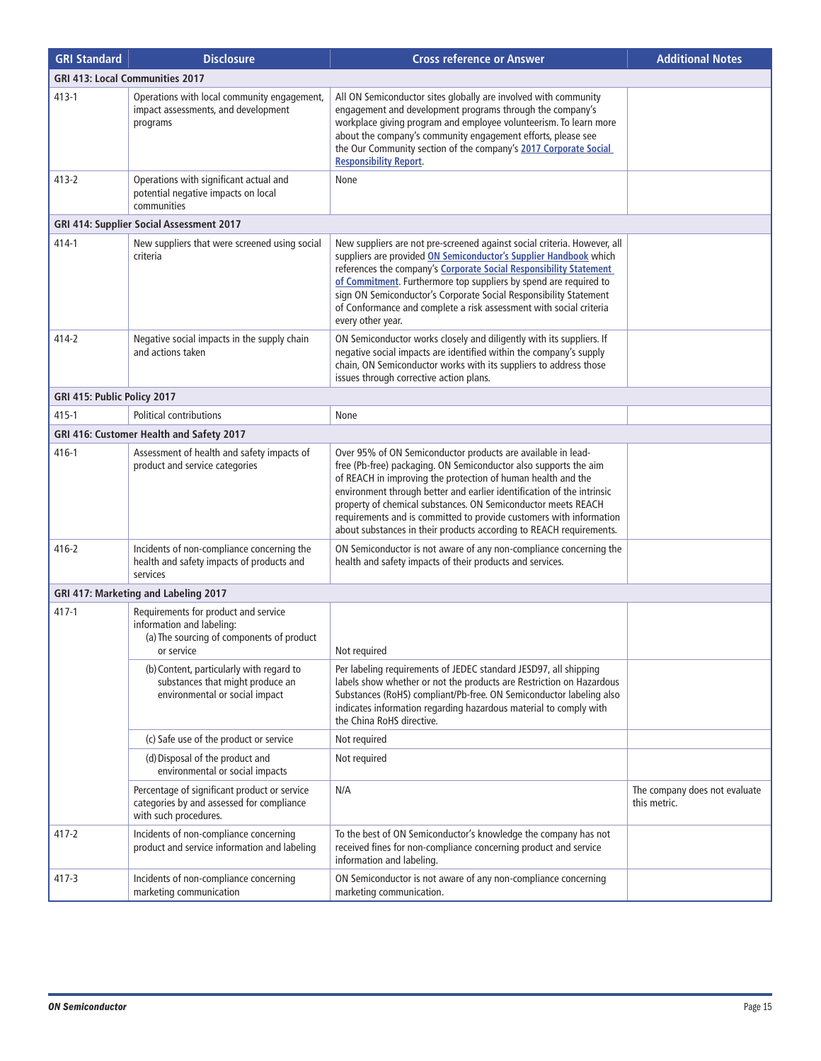| GRI Standard | Disclosure | Cross reference or Answer | Additional Notes |
|---|---|---|---|
| **GRI 413: Local Communities 2017** | | | |
| 413-1 | Operations with local community engagement, impact assessments, and development programs | All ON Semiconductor sites globally are involved with community engagement and development programs through the company's workplace giving program and employee volunteerism. To learn more about the company's community engagement efforts, please see the Our Community section of the company's **2017 Corporate Social Responsibility Report**. | |
| 413-2 | Operations with significant actual and potential negative impacts on local communities | None | |
| **GRI 414: Supplier Social Assessment 2017** | | | |
| 414-1 | New suppliers that were screened using social criteria | New suppliers are not pre-screened against social criteria. However, all suppliers are provided **ON Semiconductor's Supplier Handbook** which references the company's **Corporate Social Responsibility Statement of Commitment**. Furthermore top suppliers by spend are required to sign ON Semiconductor's Corporate Social Responsibility Statement of Conformance and complete a risk assessment with social criteria every other year. | |
| 414-2 | Negative social impacts in the supply chain and actions taken | ON Semiconductor works closely and diligently with its suppliers. If negative social impacts are identified within the company's supply chain, ON Semiconductor works with its suppliers to address those issues through corrective action plans. | |
| **GRI 415: Public Policy 2017** | | | |
| 415-1 | Political contributions | None | |
| **GRI 416: Customer Health and Safety 2017** | | | |
| 416-1 | Assessment of health and safety impacts of product and service categories | Over 95% of ON Semiconductor products are available in lead-free (Pb-free) packaging. ON Semiconductor also supports the aim of REACH in improving the protection of human health and the environment through better and earlier identification of the intrinsic property of chemical substances. ON Semiconductor meets REACH requirements and is committed to provide customers with information about substances in their products according to REACH requirements. | |
| 416-2 | Incidents of non-compliance concerning the health and safety impacts of products and services | ON Semiconductor is not aware of any non-compliance concerning the health and safety impacts of their products and services. | |
| **GRI 417: Marketing and Labeling 2017** | | | |
| 417-1 | Requirements for product and service information and labeling: (a) The sourcing of components of product or service | Not required | |
| | (b) Content, particularly with regard to substances that might produce an environmental or social impact | Per labeling requirements of JEDEC standard JESD97, all shipping labels show whether or not the products are Restriction on Hazardous Substances (RoHS) compliant/Pb-free. ON Semiconductor labeling also indicates information regarding hazardous material to comply with the China RoHS directive. | |
| | (c) Safe use of the product or service | Not required | |
| | (d) Disposal of the product and environmental or social impacts | Not required | |
| | Percentage of significant product or service categories by and assessed for compliance with such procedures. | N/A | The company does not evaluate this metric. |
| 417-2 | Incidents of non-compliance concerning product and service information and labeling | To the best of ON Semiconductor's knowledge the company has not received fines for non-compliance concerning product and service information and labeling. | |
| 417-3 | Incidents of non-compliance concerning marketing communication | ON Semiconductor is not aware of any non-compliance concerning marketing communication. | |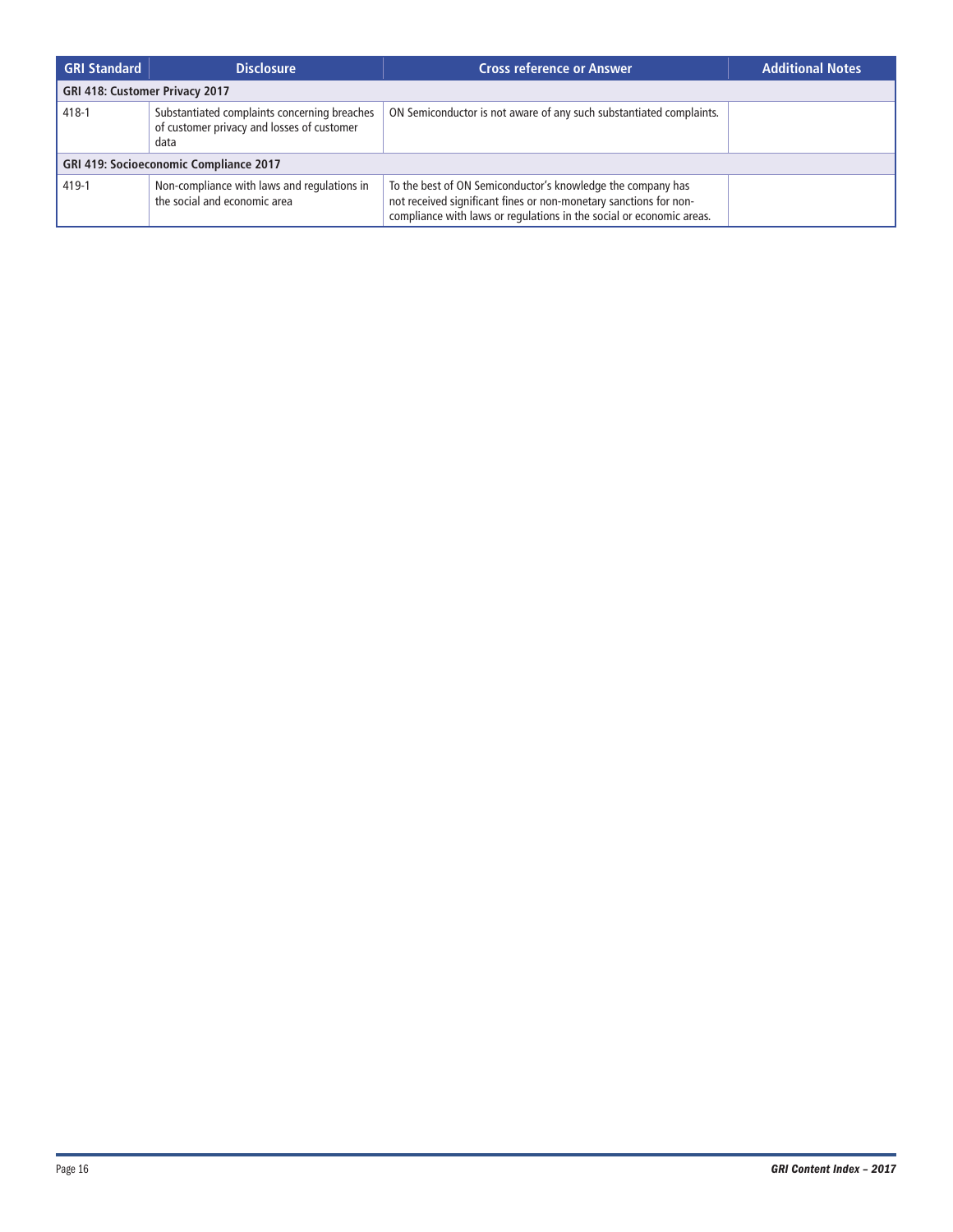| GRI Standard | Disclosure | Cross reference or Answer | Additional Notes |
| --- | --- | --- | --- |
| **GRI 418: Customer Privacy 2017** | | | |
| 418-1 | Substantiated complaints concerning breaches of customer privacy and losses of customer data | ON Semiconductor is not aware of any such substantiated complaints. | |
| **GRI 419: Socioeconomic Compliance 2017** | | | |
| 419-1 | Non-compliance with laws and regulations in the social and economic area | To the best of ON Semiconductor's knowledge the company has not received significant fines or non-monetary sanctions for non-compliance with laws or regulations in the social or economic areas. | |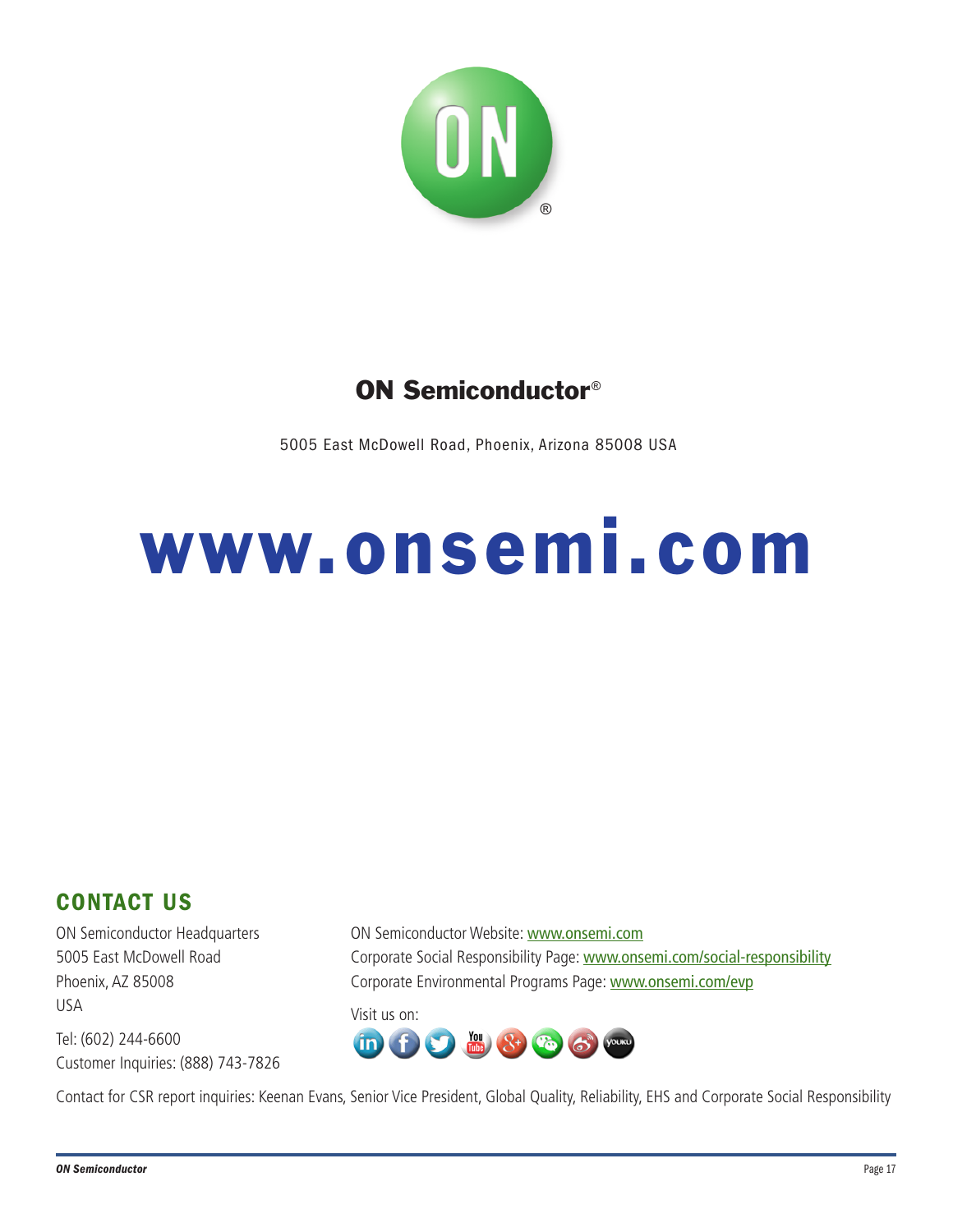**ON Semiconductor®**

5005 East McDowell Road, Phoenix, Arizona 85008 USA

# www.onsemi.com

## CONTACT US

ON Semiconductor Headquarters
5005 East McDowell Road
Phoenix, AZ 85008
USA

Tel: (602) 244-6600
Customer Inquiries: (888) 743-7826

ON Semiconductor Website: www.onsemi.com
Corporate Social Responsibility Page: www.onsemi.com/social-responsibility
Corporate Environmental Programs Page: www.onsemi.com/evp

Visit us on:

Contact for CSR report inquiries: Keenan Evans, Senior Vice President, Global Quality, Reliability, EHS and Corporate Social Responsibility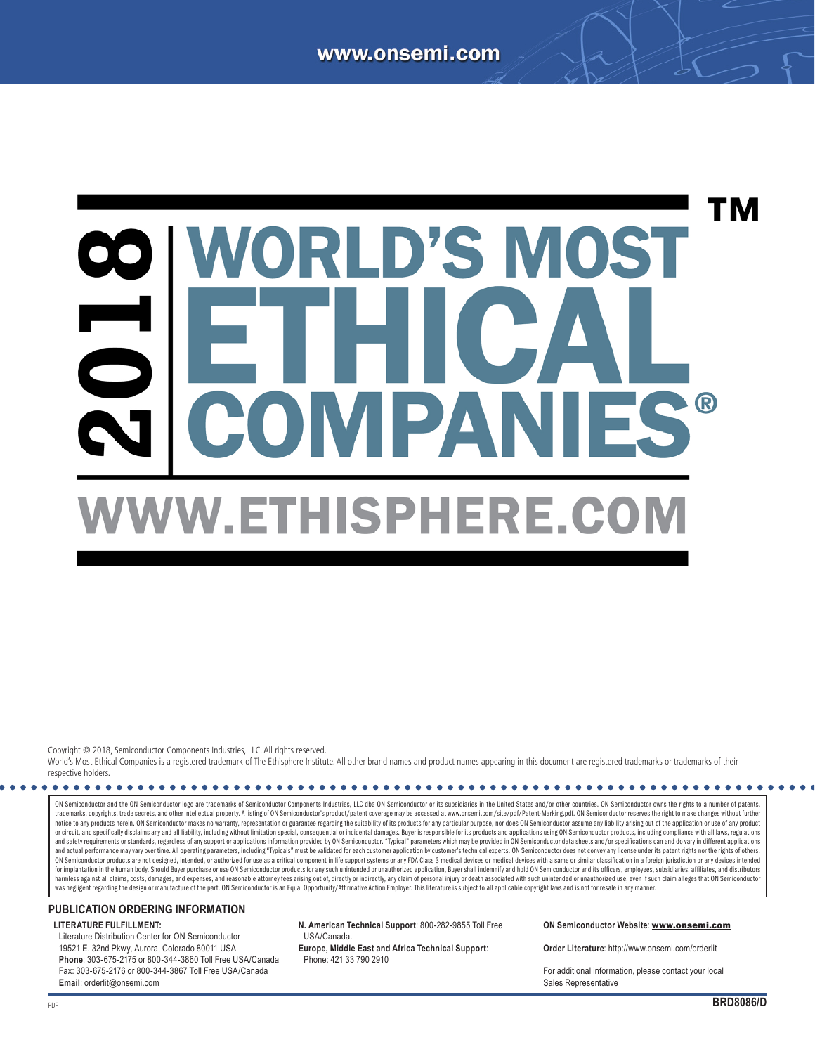www.onsemi.com

2018 WORLD'S MOST ETHICAL COMPANIES®

WWW.ETHISPHERE.COM

Copyright © 2018, Semiconductor Components Industries, LLC. All rights reserved.
World's Most Ethical Companies is a registered trademark of The Ethisphere Institute. All other brand names and product names appearing in this document are registered trademarks or trademarks of their respective holders.

ON Semiconductor and the ON Semiconductor logo are trademarks of Semiconductor Components Industries, LLC dba ON Semiconductor or its subsidiaries in the United States and/or other countries. ON Semiconductor owns the rights to a number of patents, trademarks, copyrights, trade secrets, and other intellectual property. A listing of ON Semiconductor's product/patent coverage may be accessed at www.onsemi.com/site/pdf/Patent-Marking.pdf. ON Semiconductor reserves the right to make changes without further notice to any products herein. ON Semiconductor makes no warranty, representation or guarantee regarding the suitability of its products for any particular purpose, nor does ON Semiconductor assume any liability arising out of the application or use of any product or circuit, and specifically disclaims any and all liability, including without limitation special, consequential or incidental damages. Buyer is responsible for its products and applications using ON Semiconductor products, including compliance with all laws, regulations and safety requirements or standards, regardless of any support or applications information provided by ON Semiconductor. "Typical" parameters which may be provided in ON Semiconductor data sheets and/or specifications can and do vary in different applications and actual performance may vary over time. All operating parameters, including "Typicals" must be validated for each customer application by customer's technical experts. ON Semiconductor does not convey any license under its patent rights nor the rights of others. ON Semiconductor products are not designed, intended, or authorized for use as a critical component in life support systems or any FDA Class 3 medical devices or medical devices with a same or similar classification in a foreign jurisdiction or any devices intended for implantation in the human body. Should Buyer purchase or use ON Semiconductor products for any such unintended or unauthorized application, Buyer shall indemnify and hold ON Semiconductor and its officers, employees, subsidiaries, affiliates, and distributors harmless against all claims, costs, damages, and expenses, and reasonable attorney fees arising out of, directly or indirectly, any claim of personal injury or death associated with such unintended or unauthorized use, even if such claim alleges that ON Semiconductor was negligent regarding the design or manufacture of the part. ON Semiconductor is an Equal Opportunity/Affirmative Action Employer. This literature is subject to all applicable copyright laws and is not for resale in any manner.

## PUBLICATION ORDERING INFORMATION

**LITERATURE FULFILLMENT:**
Literature Distribution Center for ON Semiconductor
19521 E. 32nd Pkwy, Aurora, Colorado 80011 USA
**Phone**: 303-675-2175 or 800-344-3860 Toll Free USA/Canada
Fax: 303-675-2176 or 800-344-3867 Toll Free USA/Canada
**Email**: orderlit@onsemi.com

**N. American Technical Support**: 800-282-9855 Toll Free USA/Canada.
**Europe, Middle East and Africa Technical Support**: Phone: 421 33 790 2910

**ON Semiconductor Website**: www.onsemi.com

**Order Literature**: http://www.onsemi.com/orderlit

For additional information, please contact your local Sales Representative

PDF

**BRD8086/D**